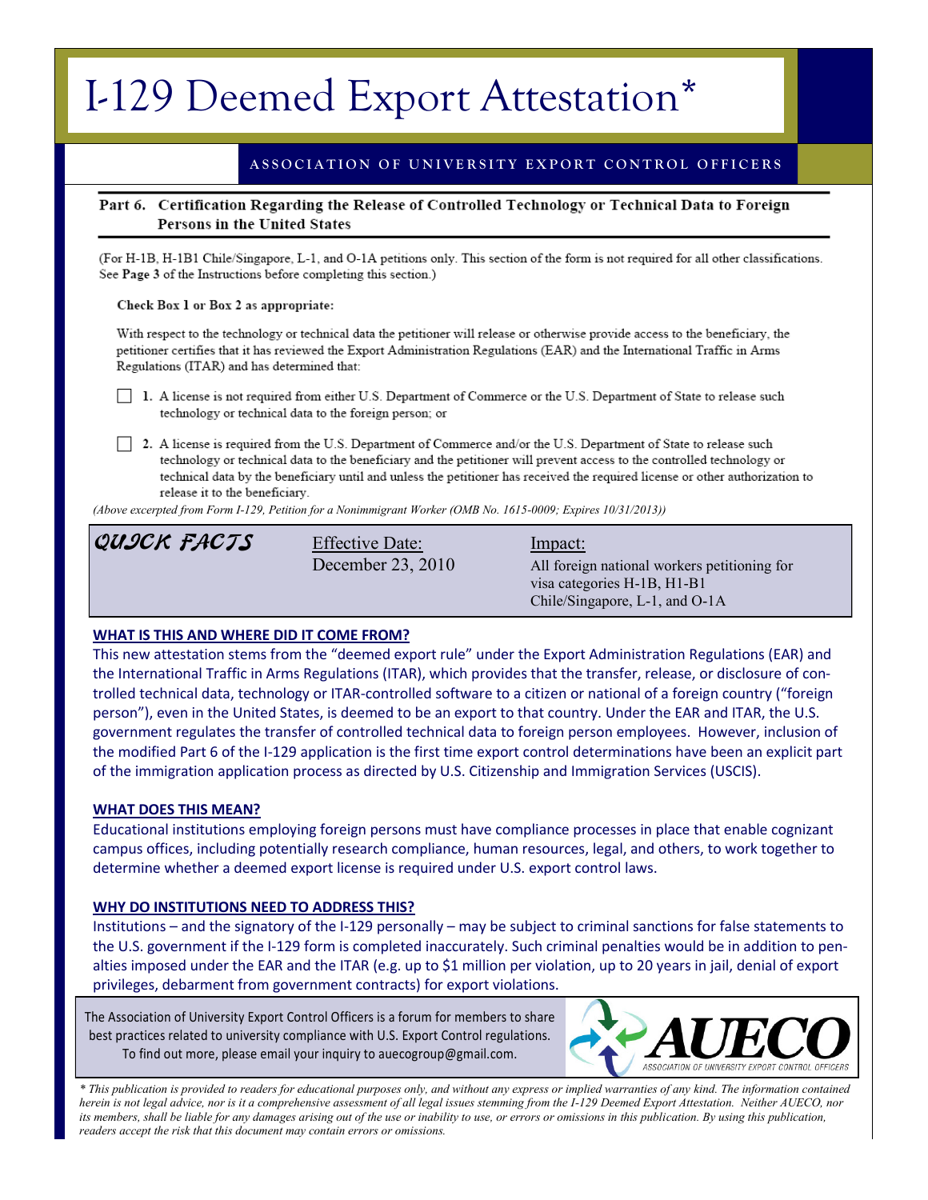# I-129 Deemed Export Attestation*

ASSOCIATION OF UNIVERSITY EXPORT CONTROL OFFICERS

## Part 6. Certification Regarding the Release of Controlled Technology or Technical Data to Foreign Persons in the United States

(For H-1B, H-1B1 Chile/Singapore, L-1, and O-1A petitions only. This section of the form is not required for all other classifications. See **Page 3** of the Instructions before completing this section.)

Check Box 1 or Box 2 as appropriate:

With respect to the technology or technical data the petitioner will release or otherwise provide access to the beneficiary, the petitioner certifies that it has reviewed the Export Administration Regulations (EAR) and the International Traffic in Arms Regulations (ITAR) and has determined that:

☐ **1.** A license is not required from either U.S. Department of Commerce or the U.S. Department of State to release such technology or technical data to the foreign person; or

☐ **2.** A license is required from the U.S. Department of Commerce and/or the U.S. Department of State to release such technology or technical data to the beneficiary and the petitioner will prevent access to the controlled technology or technical data by the beneficiary until and unless the petitioner has received the required license or other authorization to release it to the beneficiary.

*(Above excerpted from Form I-129, Petition for a Nonimmigrant Worker (OMB No. 1615-0009; Expires 10/31/2013))*

| QUICK FACTS | Effective Date: | Impact: |
|---|---|---|
| | December 23, 2010 | All foreign national workers petitioning for visa categories H-1B, H1-B1 Chile/Singapore, L-1, and O-1A |

### WHAT IS THIS AND WHERE DID IT COME FROM?

This new attestation stems from the "deemed export rule" under the Export Administration Regulations (EAR) and the International Traffic in Arms Regulations (ITAR), which provides that the transfer, release, or disclosure of controlled technical data, technology or ITAR-controlled software to a citizen or national of a foreign country ("foreign person"), even in the United States, is deemed to be an export to that country. Under the EAR and ITAR, the U.S. government regulates the transfer of controlled technical data to foreign person employees. However, inclusion of the modified Part 6 of the I-129 application is the first time export control determinations have been an explicit part of the immigration application process as directed by U.S. Citizenship and Immigration Services (USCIS).

### WHAT DOES THIS MEAN?

Educational institutions employing foreign persons must have compliance processes in place that enable cognizant campus offices, including potentially research compliance, human resources, legal, and others, to work together to determine whether a deemed export license is required under U.S. export control laws.

### WHY DO INSTITUTIONS NEED TO ADDRESS THIS?

Institutions – and the signatory of the I-129 personally – may be subject to criminal sanctions for false statements to the U.S. government if the I-129 form is completed inaccurately. Such criminal penalties would be in addition to penalties imposed under the EAR and the ITAR (e.g. up to $1 million per violation, up to 20 years in jail, denial of export privileges, debarment from government contracts) for export violations.

The Association of University Export Control Officers is a forum for members to share best practices related to university compliance with U.S. Export Control regulations. To find out more, please email your inquiry to auecogroup@gmail.com.

AUECO — ASSOCIATION OF UNIVERSITY EXPORT CONTROL OFFICERS

*\* This publication is provided to readers for educational purposes only, and without any express or implied warranties of any kind. The information contained herein is not legal advice, nor is it a comprehensive assessment of all legal issues stemming from the I-129 Deemed Export Attestation. Neither AUECO, nor its members, shall be liable for any damages arising out of the use or inability to use, or errors or omissions in this publication. By using this publication, readers accept the risk that this document may contain errors or omissions.*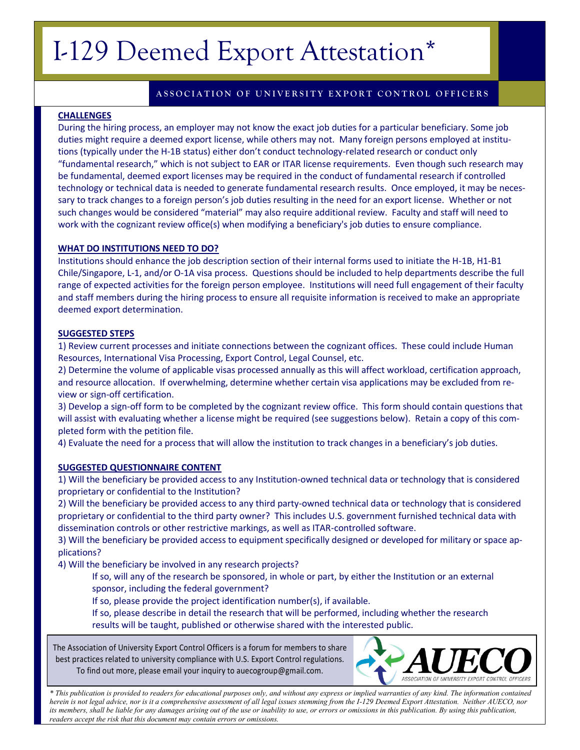# I-129 Deemed Export Attestation*

ASSOCIATION OF UNIVERSITY EXPORT CONTROL OFFICERS

**CHALLENGES**

During the hiring process, an employer may not know the exact job duties for a particular beneficiary. Some job duties might require a deemed export license, while others may not. Many foreign persons employed at institutions (typically under the H-1B status) either don't conduct technology-related research or conduct only "fundamental research," which is not subject to EAR or ITAR license requirements. Even though such research may be fundamental, deemed export licenses may be required in the conduct of fundamental research if controlled technology or technical data is needed to generate fundamental research results. Once employed, it may be necessary to track changes to a foreign person's job duties resulting in the need for an export license. Whether or not such changes would be considered "material" may also require additional review. Faculty and staff will need to work with the cognizant review office(s) when modifying a beneficiary's job duties to ensure compliance.

**WHAT DO INSTITUTIONS NEED TO DO?**

Institutions should enhance the job description section of their internal forms used to initiate the H-1B, H1-B1 Chile/Singapore, L-1, and/or O-1A visa process. Questions should be included to help departments describe the full range of expected activities for the foreign person employee. Institutions will need full engagement of their faculty and staff members during the hiring process to ensure all requisite information is received to make an appropriate deemed export determination.

**SUGGESTED STEPS**

1) Review current processes and initiate connections between the cognizant offices. These could include Human Resources, International Visa Processing, Export Control, Legal Counsel, etc.
2) Determine the volume of applicable visas processed annually as this will affect workload, certification approach, and resource allocation. If overwhelming, determine whether certain visa applications may be excluded from review or sign-off certification.
3) Develop a sign-off form to be completed by the cognizant review office. This form should contain questions that will assist with evaluating whether a license might be required (see suggestions below). Retain a copy of this completed form with the petition file.
4) Evaluate the need for a process that will allow the institution to track changes in a beneficiary's job duties.

**SUGGESTED QUESTIONNAIRE CONTENT**

1) Will the beneficiary be provided access to any Institution-owned technical data or technology that is considered proprietary or confidential to the Institution?
2) Will the beneficiary be provided access to any third party-owned technical data or technology that is considered proprietary or confidential to the third party owner? This includes U.S. government furnished technical data with dissemination controls or other restrictive markings, as well as ITAR-controlled software.
3) Will the beneficiary be provided access to equipment specifically designed or developed for military or space applications?
4) Will the beneficiary be involved in any research projects?
   - If so, will any of the research be sponsored, in whole or part, by either the Institution or an external sponsor, including the federal government?
   - If so, please provide the project identification number(s), if available.
   - If so, please describe in detail the research that will be performed, including whether the research results will be taught, published or otherwise shared with the interested public.

The Association of University Export Control Officers is a forum for members to share best practices related to university compliance with U.S. Export Control regulations. To find out more, please email your inquiry to auecogroup@gmail.com.

AUECO — ASSOCIATION OF UNIVERSITY EXPORT CONTROL OFFICERS

*\* This publication is provided to readers for educational purposes only, and without any express or implied warranties of any kind. The information contained herein is not legal advice, nor is it a comprehensive assessment of all legal issues stemming from the I-129 Deemed Export Attestation. Neither AUECO, nor its members, shall be liable for any damages arising out of the use or inability to use, or errors or omissions in this publication. By using this publication, readers accept the risk that this document may contain errors or omissions.*